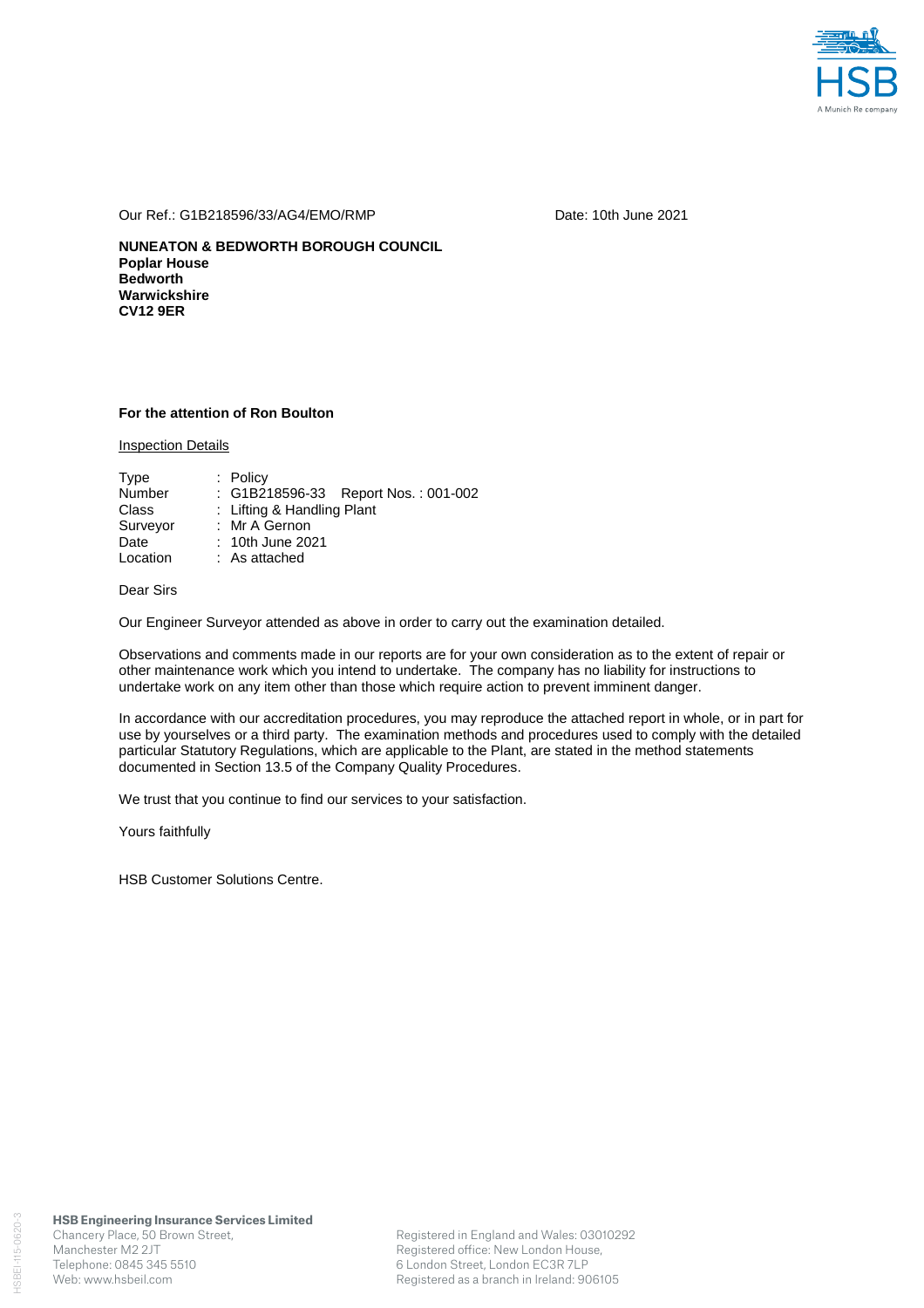HSB

A Munich Re company

Our Ref.: G1B218596/33/AG4/EMO/RMP

Date: 10th June 2021

**NUNEATON & BEDWORTH BOROUGH COUNCIL**
**Poplar House**
**Bedworth**
**Warwickshire**
**CV12 9ER**

**For the attention of Ron Boulton**

Inspection Details

| | |
|---|---|
| Type | : Policy |
| Number | : G1B218596-33 Report Nos. : 001-002 |
| Class | : Lifting & Handling Plant |
| Surveyor | : Mr A Gernon |
| Date | : 10th June 2021 |
| Location | : As attached |

Dear Sirs

Our Engineer Surveyor attended as above in order to carry out the examination detailed.

Observations and comments made in our reports are for your own consideration as to the extent of repair or other maintenance work which you intend to undertake. The company has no liability for instructions to undertake work on any item other than those which require action to prevent imminent danger.

In accordance with our accreditation procedures, you may reproduce the attached report in whole, or in part for use by yourselves or a third party. The examination methods and procedures used to comply with the detailed particular Statutory Regulations, which are applicable to the Plant, are stated in the method statements documented in Section 13.5 of the Company Quality Procedures.

We trust that you continue to find our services to your satisfaction.

Yours faithfully

HSB Customer Solutions Centre.

**HSB Engineering Insurance Services Limited**
Chancery Place, 50 Brown Street,
Manchester M2 2JT
Telephone: 0845 345 5510
Web: www.hsbeil.com

Registered in England and Wales: 03010292
Registered office: New London House,
6 London Street, London EC3R 7LP
Registered as a branch in Ireland: 906105

HSBEI-115-0620-3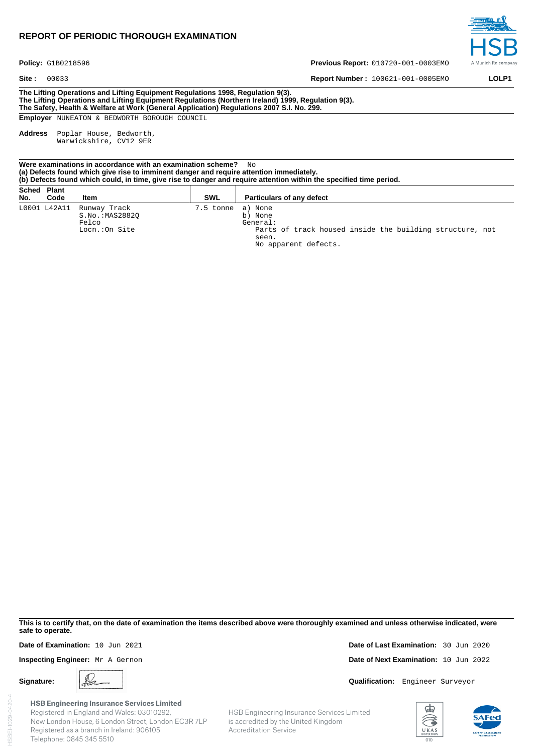# REPORT OF PERIODIC THOROUGH EXAMINATION

**Policy:** G1B0218596 **Previous Report:** 010720-001-0003EMO

**Site :** 00033 **Report Number :** 100621-001-0005EMO **LOLP1**

**The Lifting Operations and Lifting Equipment Regulations 1998, Regulation 9(3).**
**The Lifting Operations and Lifting Equipment Regulations (Northern Ireland) 1999, Regulation 9(3).**
**The Safety, Health & Welfare at Work (General Application) Regulations 2007 S.I. No. 299.**

**Employer** NUNEATON & BEDWORTH BOROUGH COUNCIL

**Address** Poplar House, Bedworth,
Warwickshire, CV12 9ER

**Were examinations in accordance with an examination scheme?** No
**(a) Defects found which give rise to imminent danger and require attention immediately.**
**(b) Defects found which could, in time, give rise to danger and require attention within the specified time period.**

| Sched No. | Plant Code | Item | SWL | Particulars of any defect |
|---|---|---|---|---|
| L0001 | L42A11 | Runway Track<br>S.No.:MAS2882Q<br>Felco<br>Locn.:On Site | 7.5 tonne | a) None<br>b) None<br>General:<br>Parts of track housed inside the building structure, not seen.<br>No apparent defects. |

**This is to certify that, on the date of examination the items described above were thoroughly examined and unless otherwise indicated, were safe to operate.**

**Date of Examination:** 10 Jun 2021 **Date of Last Examination:** 30 Jun 2020

**Inspecting Engineer:** Mr A Gernon **Date of Next Examination:** 10 Jun 2022

**Signature:** **Qualification:** Engineer Surveyor

**HSB Engineering Insurance Services Limited**
Registered in England and Wales: 03010292,
New London House, 6 London Street, London EC3R 7LP
Registered as a branch in Ireland: 906105
Telephone: 0845 345 5510

HSB Engineering Insurance Services Limited is accredited by the United Kingdom Accreditation Service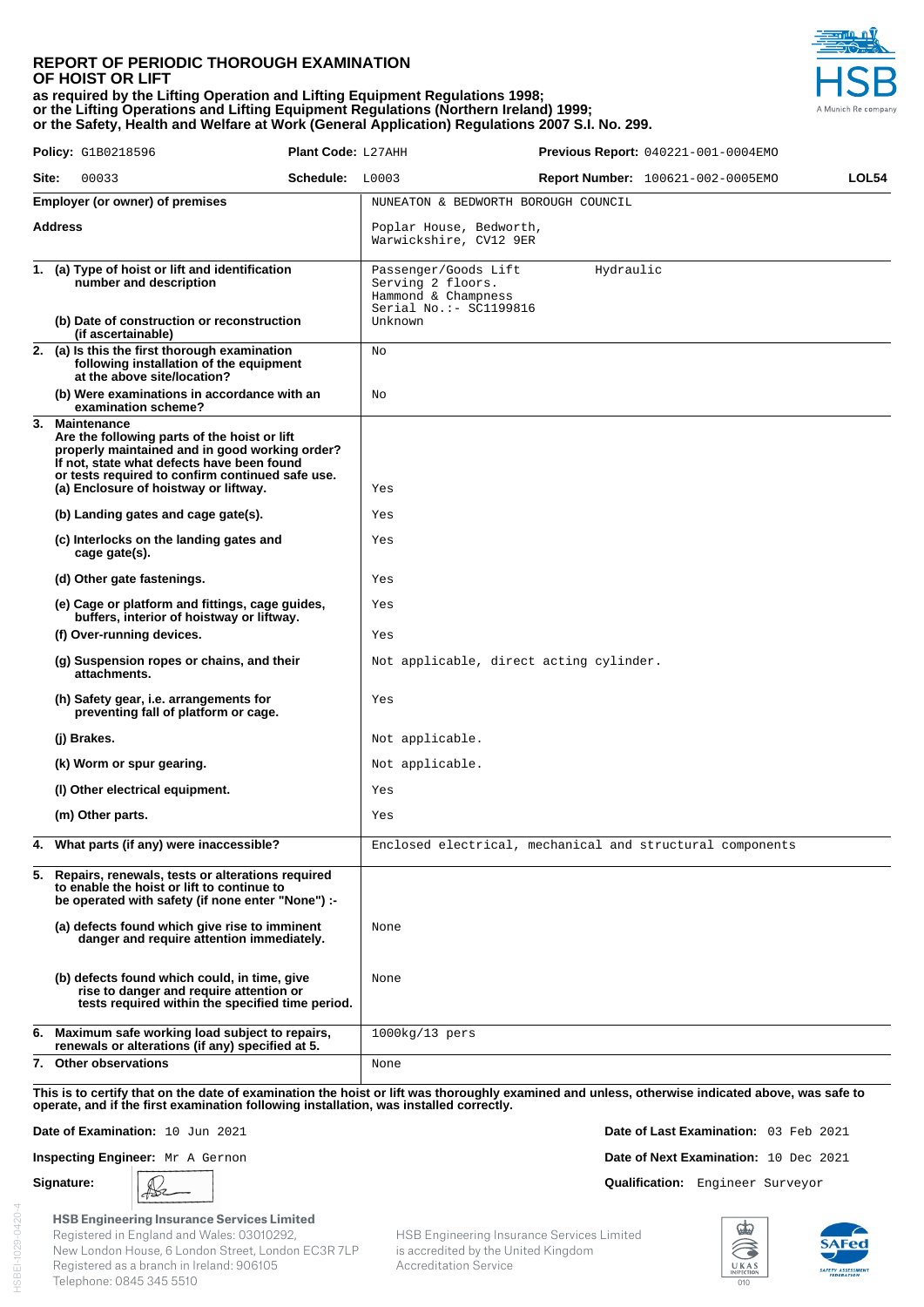# REPORT OF PERIODIC THOROUGH EXAMINATION OF HOIST OR LIFT

**as required by the Lifting Operation and Lifting Equipment Regulations 1998;**
**or the Lifting Operations and Lifting Equipment Regulations (Northern Ireland) 1999;**
**or the Safety, Health and Welfare at Work (General Application) Regulations 2007 S.I. No. 299.**

HSB
A Munich Re company

| | | | |
|---|---|---|---|
| **Policy:** G1B0218596 | **Plant Code:** L27AHH | **Previous Report:** 040221-001-0004EMO | |
| **Site:** 00033 | **Schedule:** L0003 | **Report Number:** 100621-002-0005EMO | **LOL54** |

| | |
|---|---|
| **Employer (or owner) of premises** | NUNEATON & BEDWORTH BOROUGH COUNCIL |
| **Address** | Poplar House, Bedworth, Warwickshire, CV12 9ER |
| **1. (a) Type of hoist or lift and identification number and description** | Passenger/Goods Lift Hydraulic Serving 2 floors. Hammond & Champness Serial No.:- SC1199816 |
| **(b) Date of construction or reconstruction (if ascertainable)** | Unknown |
| **2. (a) Is this the first thorough examination following installation of the equipment at the above site/location?** | No |
| **(b) Were examinations in accordance with an examination scheme?** | No |
| **3. Maintenance** Are the following parts of the hoist or lift properly maintained and in good working order? If not, state what defects have been found or tests required to confirm continued safe use. **(a) Enclosure of hoistway or liftway.** | Yes |
| **(b) Landing gates and cage gate(s).** | Yes |
| **(c) Interlocks on the landing gates and cage gate(s).** | Yes |
| **(d) Other gate fastenings.** | Yes |
| **(e) Cage or platform and fittings, cage guides, buffers, interior of hoistway or liftway.** | Yes |
| **(f) Over-running devices.** | Yes |
| **(g) Suspension ropes or chains, and their attachments.** | Not applicable, direct acting cylinder. |
| **(h) Safety gear, i.e. arrangements for preventing fall of platform or cage.** | Yes |
| **(j) Brakes.** | Not applicable. |
| **(k) Worm or spur gearing.** | Not applicable. |
| **(l) Other electrical equipment.** | Yes |
| **(m) Other parts.** | Yes |
| **4. What parts (if any) were inaccessible?** | Enclosed electrical, mechanical and structural components |
| **5. Repairs, renewals, tests or alterations required to enable the hoist or lift to continue to be operated with safety (if none enter "None") :-** | |
| **(a) defects found which give rise to imminent danger and require attention immediately.** | None |
| **(b) defects found which could, in time, give rise to danger and require attention or tests required within the specified time period.** | None |
| **6. Maximum safe working load subject to repairs, renewals or alterations (if any) specified at 5.** | 1000kg/13 pers |
| **7. Other observations** | None |

**This is to certify that on the date of examination the hoist or lift was thoroughly examined and unless, otherwise indicated above, was safe to operate, and if the first examination following installation, was installed correctly.**

**Date of Examination:** 10 Jun 2021
**Date of Last Examination:** 03 Feb 2021

**Inspecting Engineer:** Mr A Gernon
**Date of Next Examination:** 10 Dec 2021

**Signature:**
**Qualification:** Engineer Surveyor

**HSB Engineering Insurance Services Limited**
Registered in England and Wales: 03010292,
New London House, 6 London Street, London EC3R 7LP
Registered as a branch in Ireland: 906105
Telephone: 0845 345 5510

HSB Engineering Insurance Services Limited is accredited by the United Kingdom Accreditation Service

UKAS INSPECTION 010

SAFed SAFETY ASSESSMENT FEDERATION

HSBEI-1029-0420-4